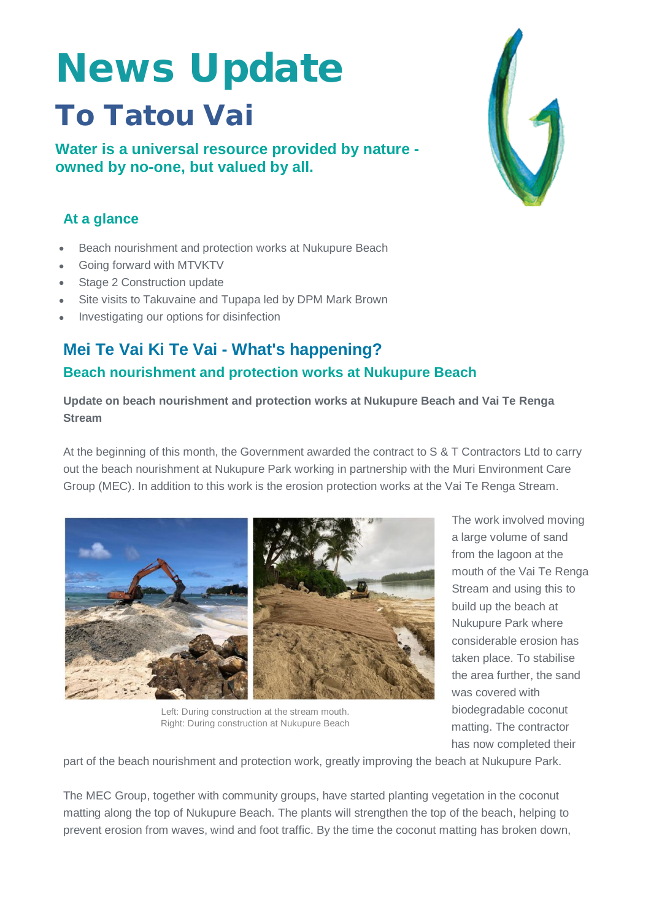# News Update

## To Tatou Vai

**Water is a universal resource provided by nature - owned by no-one, but valued by all.**

### At a glance

- Beach nourishment and protection works at Nukupure Beach
- Going forward with MTVKTV
- Stage 2 Construction update
- Site visits to Takuvaine and Tupapa led by DPM Mark Brown
- Investigating our options for disinfection

## Mei Te Vai Ki Te Vai - What's happening?

### Beach nourishment and protection works at Nukupure Beach

**Update on beach nourishment and protection works at Nukupure Beach and Vai Te Renga Stream**

At the beginning of this month, the Government awarded the contract to S & T Contractors Ltd to carry out the beach nourishment at Nukupure Park working in partnership with the Muri Environment Care Group (MEC). In addition to this work is the erosion protection works at the Vai Te Renga Stream.

Left: During construction at the stream mouth.
Right: During construction at Nukupure Beach

The work involved moving a large volume of sand from the lagoon at the mouth of the Vai Te Renga Stream and using this to build up the beach at Nukupure Park where considerable erosion has taken place. To stabilise the area further, the sand was covered with biodegradable coconut matting. The contractor has now completed their part of the beach nourishment and protection work, greatly improving the beach at Nukupure Park.

The MEC Group, together with community groups, have started planting vegetation in the coconut matting along the top of Nukupure Beach. The plants will strengthen the top of the beach, helping to prevent erosion from waves, wind and foot traffic. By the time the coconut matting has broken down,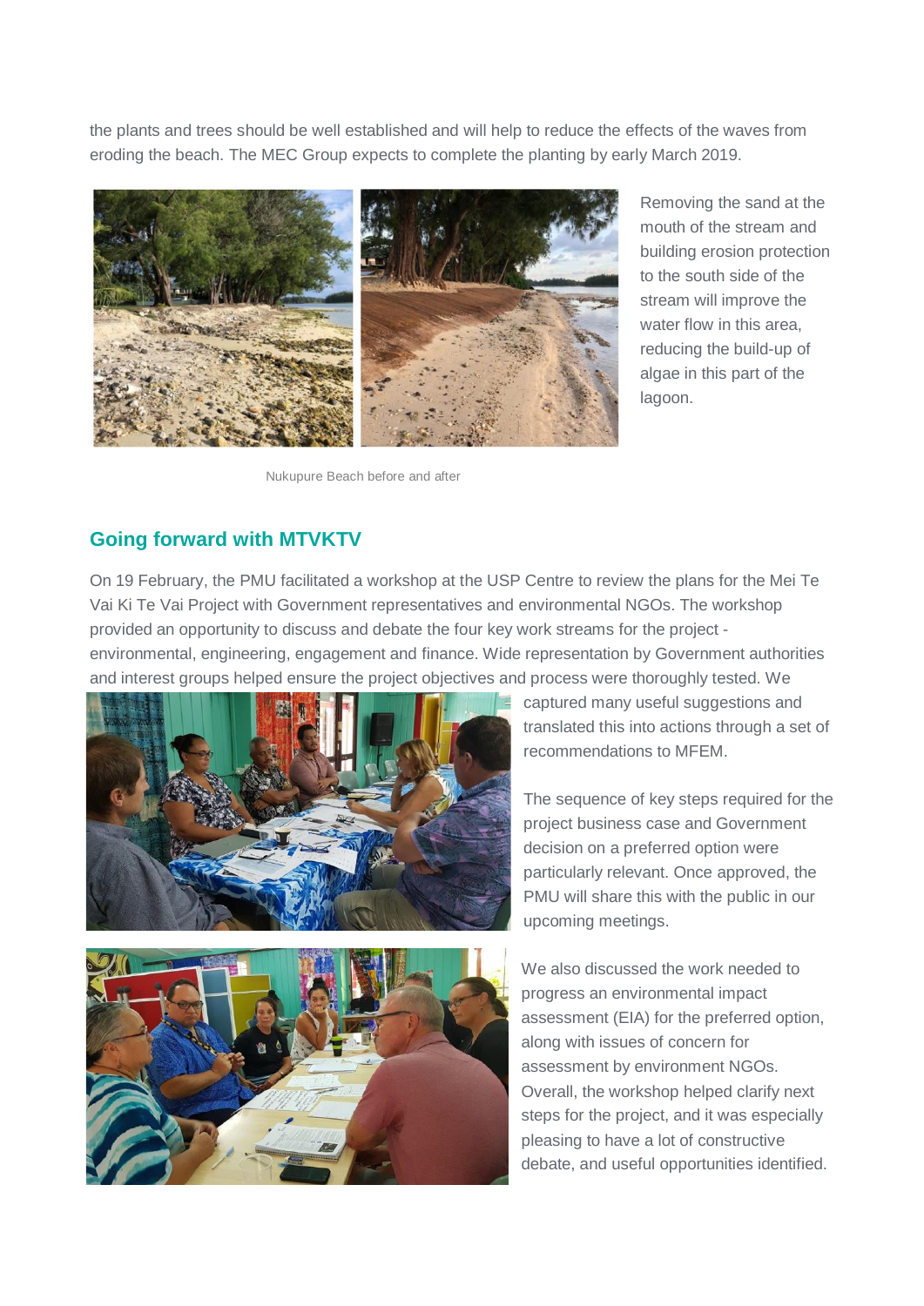the plants and trees should be well established and will help to reduce the effects of the waves from eroding the beach. The MEC Group expects to complete the planting by early March 2019.

Removing the sand at the mouth of the stream and building erosion protection to the south side of the stream will improve the water flow in this area, reducing the build-up of algae in this part of the lagoon.

Nukupure Beach before and after

## Going forward with MTVKTV

On 19 February, the PMU facilitated a workshop at the USP Centre to review the plans for the Mei Te Vai Ki Te Vai Project with Government representatives and environmental NGOs. The workshop provided an opportunity to discuss and debate the four key work streams for the project - environmental, engineering, engagement and finance. Wide representation by Government authorities and interest groups helped ensure the project objectives and process were thoroughly tested. We captured many useful suggestions and translated this into actions through a set of recommendations to MFEM.

The sequence of key steps required for the project business case and Government decision on a preferred option were particularly relevant. Once approved, the PMU will share this with the public in our upcoming meetings.

We also discussed the work needed to progress an environmental impact assessment (EIA) for the preferred option, along with issues of concern for assessment by environment NGOs. Overall, the workshop helped clarify next steps for the project, and it was especially pleasing to have a lot of constructive debate, and useful opportunities identified.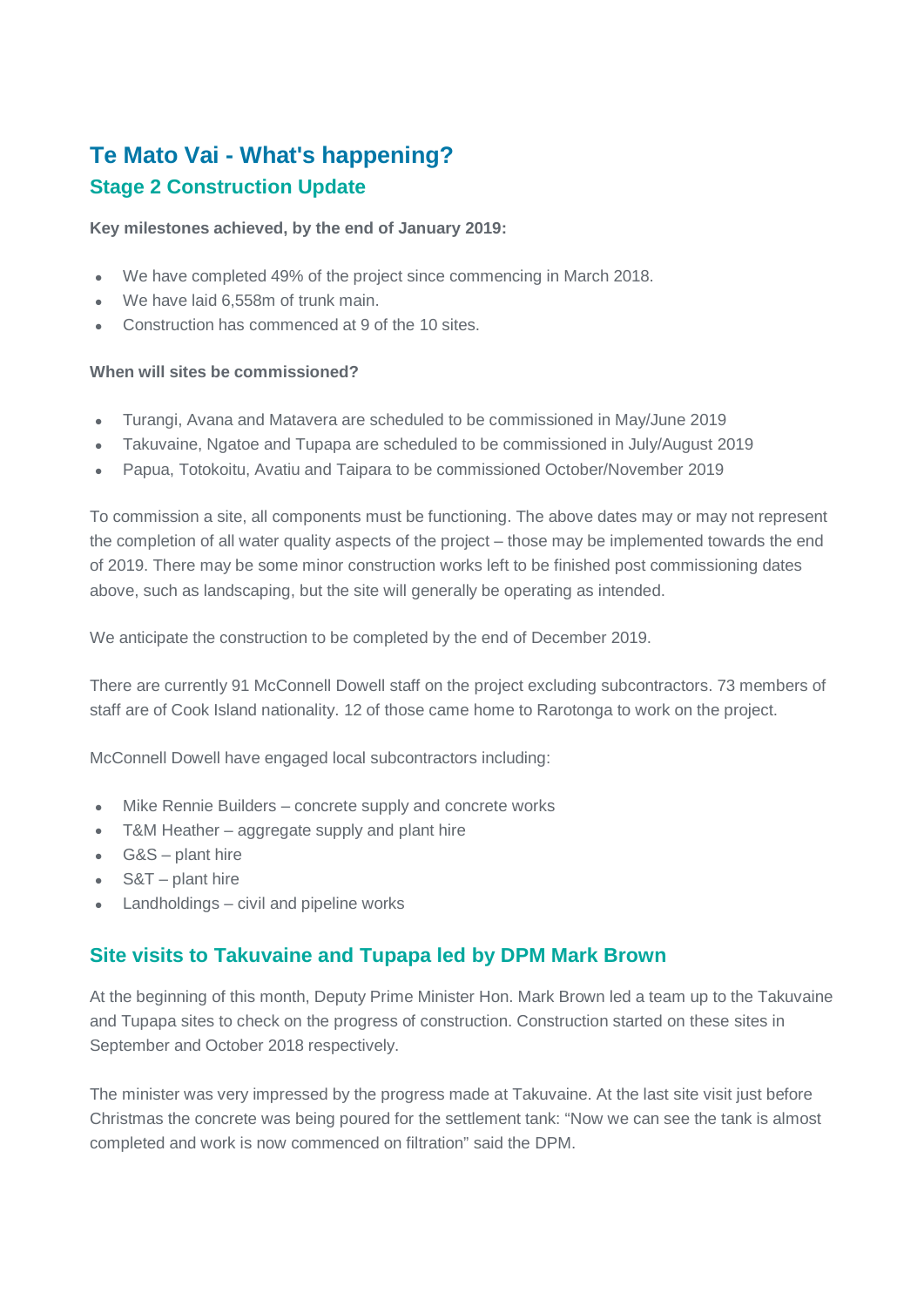# Te Mato Vai - What's happening?

## Stage 2 Construction Update

**Key milestones achieved, by the end of January 2019:**

- We have completed 49% of the project since commencing in March 2018.
- We have laid 6,558m of trunk main.
- Construction has commenced at 9 of the 10 sites.

**When will sites be commissioned?**

- Turangi, Avana and Matavera are scheduled to be commissioned in May/June 2019
- Takuvaine, Ngatoe and Tupapa are scheduled to be commissioned in July/August 2019
- Papua, Totokoitu, Avatiu and Taipara to be commissioned October/November 2019

To commission a site, all components must be functioning. The above dates may or may not represent the completion of all water quality aspects of the project – those may be implemented towards the end of 2019. There may be some minor construction works left to be finished post commissioning dates above, such as landscaping, but the site will generally be operating as intended.

We anticipate the construction to be completed by the end of December 2019.

There are currently 91 McConnell Dowell staff on the project excluding subcontractors. 73 members of staff are of Cook Island nationality. 12 of those came home to Rarotonga to work on the project.

McConnell Dowell have engaged local subcontractors including:

- Mike Rennie Builders – concrete supply and concrete works
- T&M Heather – aggregate supply and plant hire
- G&S – plant hire
- S&T – plant hire
- Landholdings – civil and pipeline works

## Site visits to Takuvaine and Tupapa led by DPM Mark Brown

At the beginning of this month, Deputy Prime Minister Hon. Mark Brown led a team up to the Takuvaine and Tupapa sites to check on the progress of construction. Construction started on these sites in September and October 2018 respectively.

The minister was very impressed by the progress made at Takuvaine. At the last site visit just before Christmas the concrete was being poured for the settlement tank: "Now we can see the tank is almost completed and work is now commenced on filtration" said the DPM.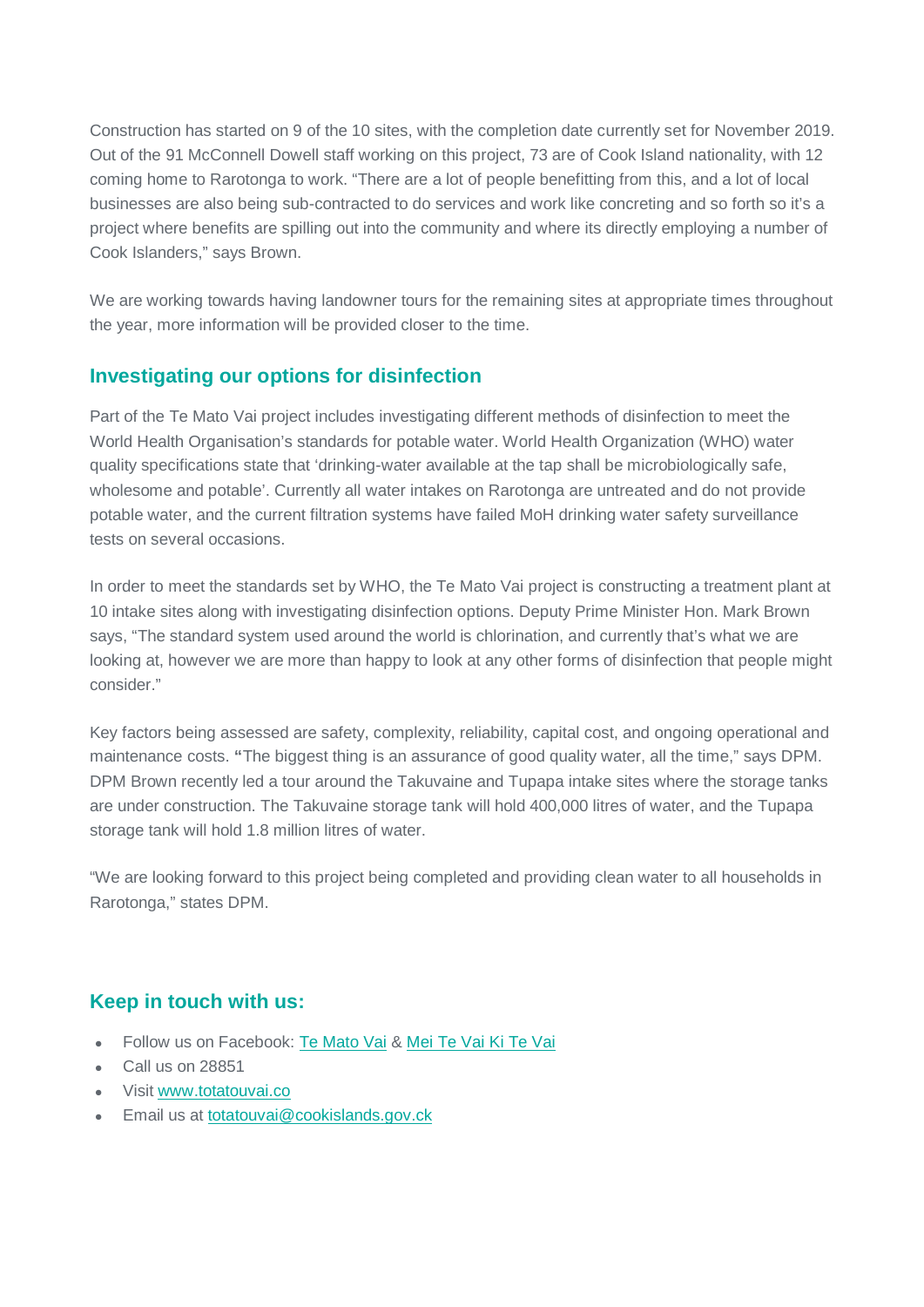Construction has started on 9 of the 10 sites, with the completion date currently set for November 2019. Out of the 91 McConnell Dowell staff working on this project, 73 are of Cook Island nationality, with 12 coming home to Rarotonga to work. "There are a lot of people benefitting from this, and a lot of local businesses are also being sub-contracted to do services and work like concreting and so forth so it's a project where benefits are spilling out into the community and where its directly employing a number of Cook Islanders," says Brown.

We are working towards having landowner tours for the remaining sites at appropriate times throughout the year, more information will be provided closer to the time.

## Investigating our options for disinfection

Part of the Te Mato Vai project includes investigating different methods of disinfection to meet the World Health Organisation's standards for potable water. World Health Organization (WHO) water quality specifications state that 'drinking-water available at the tap shall be microbiologically safe, wholesome and potable'. Currently all water intakes on Rarotonga are untreated and do not provide potable water, and the current filtration systems have failed MoH drinking water safety surveillance tests on several occasions.

In order to meet the standards set by WHO, the Te Mato Vai project is constructing a treatment plant at 10 intake sites along with investigating disinfection options. Deputy Prime Minister Hon. Mark Brown says, "The standard system used around the world is chlorination, and currently that's what we are looking at, however we are more than happy to look at any other forms of disinfection that people might consider."

Key factors being assessed are safety, complexity, reliability, capital cost, and ongoing operational and maintenance costs. **"**The biggest thing is an assurance of good quality water, all the time," says DPM. DPM Brown recently led a tour around the Takuvaine and Tupapa intake sites where the storage tanks are under construction. The Takuvaine storage tank will hold 400,000 litres of water, and the Tupapa storage tank will hold 1.8 million litres of water.

"We are looking forward to this project being completed and providing clean water to all households in Rarotonga," states DPM.

## Keep in touch with us:

- Follow us on Facebook: Te Mato Vai & Mei Te Vai Ki Te Vai
- Call us on 28851
- Visit www.totatouvai.co
- Email us at totatouvai@cookislands.gov.ck